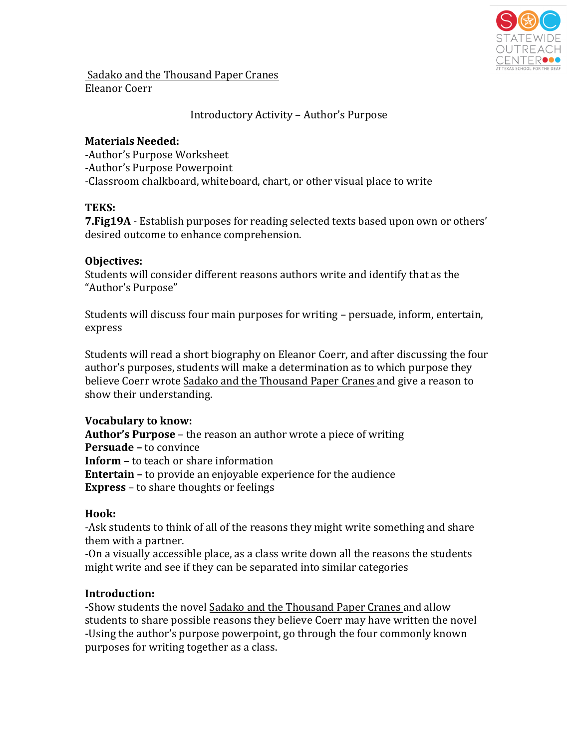Sadako and the Thousand Paper Cranes
Eleanor Coerr

Introductory Activity – Author's Purpose

**Materials Needed:**
-Author's Purpose Worksheet
-Author's Purpose Powerpoint
-Classroom chalkboard, whiteboard, chart, or other visual place to write

**TEKS:**
**7.Fig19A** - Establish purposes for reading selected texts based upon own or others' desired outcome to enhance comprehension.

**Objectives:**
Students will consider different reasons authors write and identify that as the "Author's Purpose"

Students will discuss four main purposes for writing – persuade, inform, entertain, express

Students will read a short biography on Eleanor Coerr, and after discussing the four author's purposes, students will make a determination as to which purpose they believe Coerr wrote Sadako and the Thousand Paper Cranes and give a reason to show their understanding.

**Vocabulary to know:**
**Author's Purpose** – the reason an author wrote a piece of writing
**Persuade –** to convince
**Inform –** to teach or share information
**Entertain –** to provide an enjoyable experience for the audience
**Express** – to share thoughts or feelings

**Hook:**
-Ask students to think of all of the reasons they might write something and share them with a partner.
-On a visually accessible place, as a class write down all the reasons the students might write and see if they can be separated into similar categories

**Introduction:**
-Show students the novel Sadako and the Thousand Paper Cranes and allow students to share possible reasons they believe Coerr may have written the novel
-Using the author's purpose powerpoint, go through the four commonly known purposes for writing together as a class.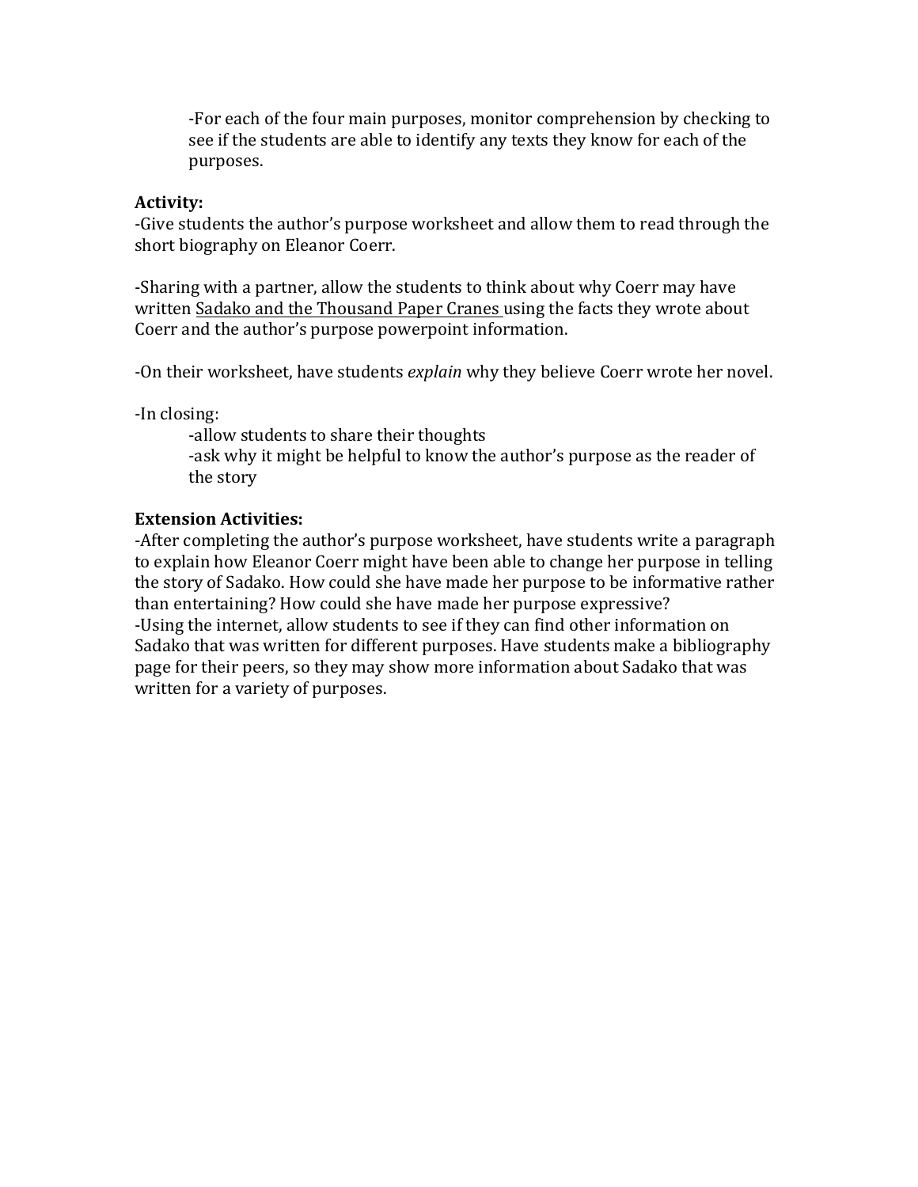-For each of the four main purposes, monitor comprehension by checking to see if the students are able to identify any texts they know for each of the purposes.

**Activity:**

-Give students the author's purpose worksheet and allow them to read through the short biography on Eleanor Coerr.

-Sharing with a partner, allow the students to think about why Coerr may have written Sadako and the Thousand Paper Cranes using the facts they wrote about Coerr and the author's purpose powerpoint information.

-On their worksheet, have students *explain* why they believe Coerr wrote her novel.

-In closing:

-allow students to share their thoughts

-ask why it might be helpful to know the author's purpose as the reader of the story

**Extension Activities:**

-After completing the author's purpose worksheet, have students write a paragraph to explain how Eleanor Coerr might have been able to change her purpose in telling the story of Sadako. How could she have made her purpose to be informative rather than entertaining? How could she have made her purpose expressive?

-Using the internet, allow students to see if they can find other information on Sadako that was written for different purposes. Have students make a bibliography page for their peers, so they may show more information about Sadako that was written for a variety of purposes.